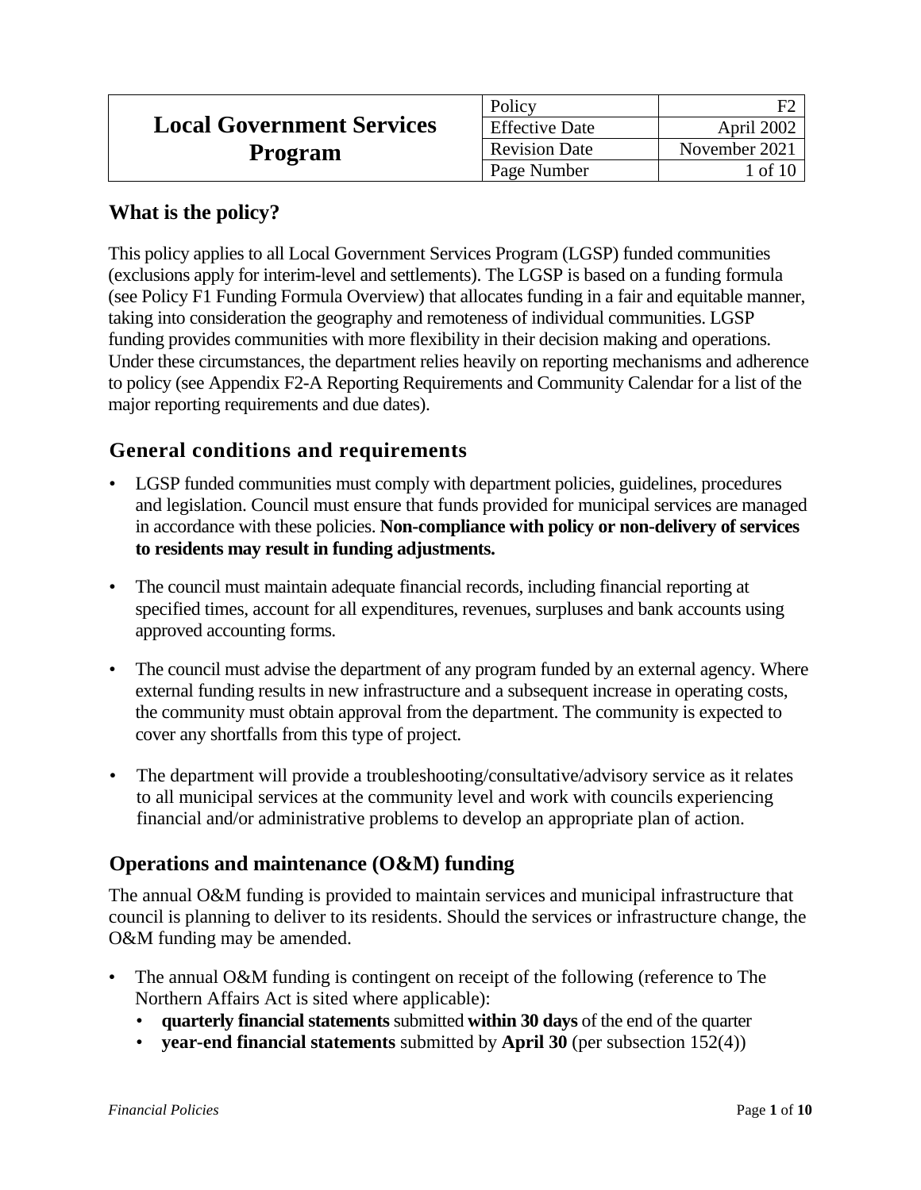| Local Government Services Program | Policy | F2 |
|---|---|---|
| | Effective Date | April 2002 |
| | Revision Date | November 2021 |
| | Page Number | 1 of 10 |

## What is the policy?

This policy applies to all Local Government Services Program (LGSP) funded communities (exclusions apply for interim-level and settlements). The LGSP is based on a funding formula (see Policy F1 Funding Formula Overview) that allocates funding in a fair and equitable manner, taking into consideration the geography and remoteness of individual communities. LGSP funding provides communities with more flexibility in their decision making and operations. Under these circumstances, the department relies heavily on reporting mechanisms and adherence to policy (see Appendix F2-A Reporting Requirements and Community Calendar for a list of the major reporting requirements and due dates).

## General conditions and requirements

- LGSP funded communities must comply with department policies, guidelines, procedures and legislation. Council must ensure that funds provided for municipal services are managed in accordance with these policies. **Non-compliance with policy or non-delivery of services to residents may result in funding adjustments.**
- The council must maintain adequate financial records, including financial reporting at specified times, account for all expenditures, revenues, surpluses and bank accounts using approved accounting forms.
- The council must advise the department of any program funded by an external agency. Where external funding results in new infrastructure and a subsequent increase in operating costs, the community must obtain approval from the department. The community is expected to cover any shortfalls from this type of project.
- The department will provide a troubleshooting/consultative/advisory service as it relates to all municipal services at the community level and work with councils experiencing financial and/or administrative problems to develop an appropriate plan of action.

## Operations and maintenance (O&M) funding

The annual O&M funding is provided to maintain services and municipal infrastructure that council is planning to deliver to its residents. Should the services or infrastructure change, the O&M funding may be amended.

- The annual O&M funding is contingent on receipt of the following (reference to The Northern Affairs Act is sited where applicable):
  - **quarterly financial statements** submitted **within 30 days** of the end of the quarter
  - **year-end financial statements** submitted by **April 30** (per subsection 152(4))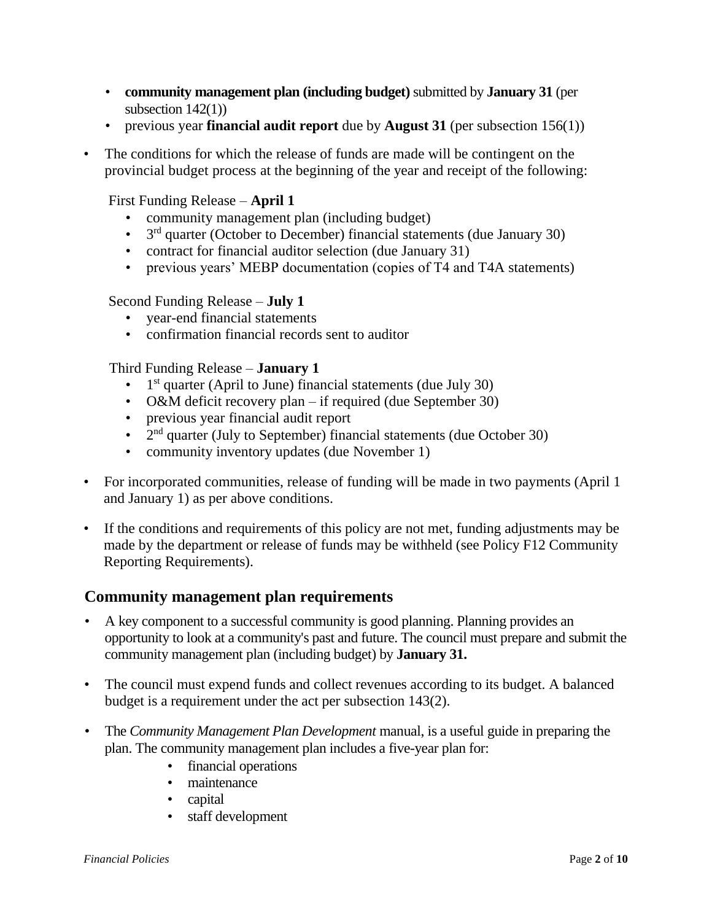- **community management plan (including budget)** submitted by **January 31** (per subsection 142(1))
- previous year **financial audit report** due by **August 31** (per subsection 156(1))

- The conditions for which the release of funds are made will be contingent on the provincial budget process at the beginning of the year and receipt of the following:

  First Funding Release – **April 1**
  - community management plan (including budget)
  - 3rd quarter (October to December) financial statements (due January 30)
  - contract for financial auditor selection (due January 31)
  - previous years' MEBP documentation (copies of T4 and T4A statements)

  Second Funding Release – **July 1**
  - year-end financial statements
  - confirmation financial records sent to auditor

  Third Funding Release – **January 1**
  - 1st quarter (April to June) financial statements (due July 30)
  - O&M deficit recovery plan – if required (due September 30)
  - previous year financial audit report
  - 2nd quarter (July to September) financial statements (due October 30)
  - community inventory updates (due November 1)

- For incorporated communities, release of funding will be made in two payments (April 1 and January 1) as per above conditions.

- If the conditions and requirements of this policy are not met, funding adjustments may be made by the department or release of funds may be withheld (see Policy F12 Community Reporting Requirements).

## Community management plan requirements

- A key component to a successful community is good planning. Planning provides an opportunity to look at a community's past and future. The council must prepare and submit the community management plan (including budget) by **January 31.**

- The council must expend funds and collect revenues according to its budget. A balanced budget is a requirement under the act per subsection 143(2).

- The *Community Management Plan Development* manual, is a useful guide in preparing the plan. The community management plan includes a five-year plan for:
  - financial operations
  - maintenance
  - capital
  - staff development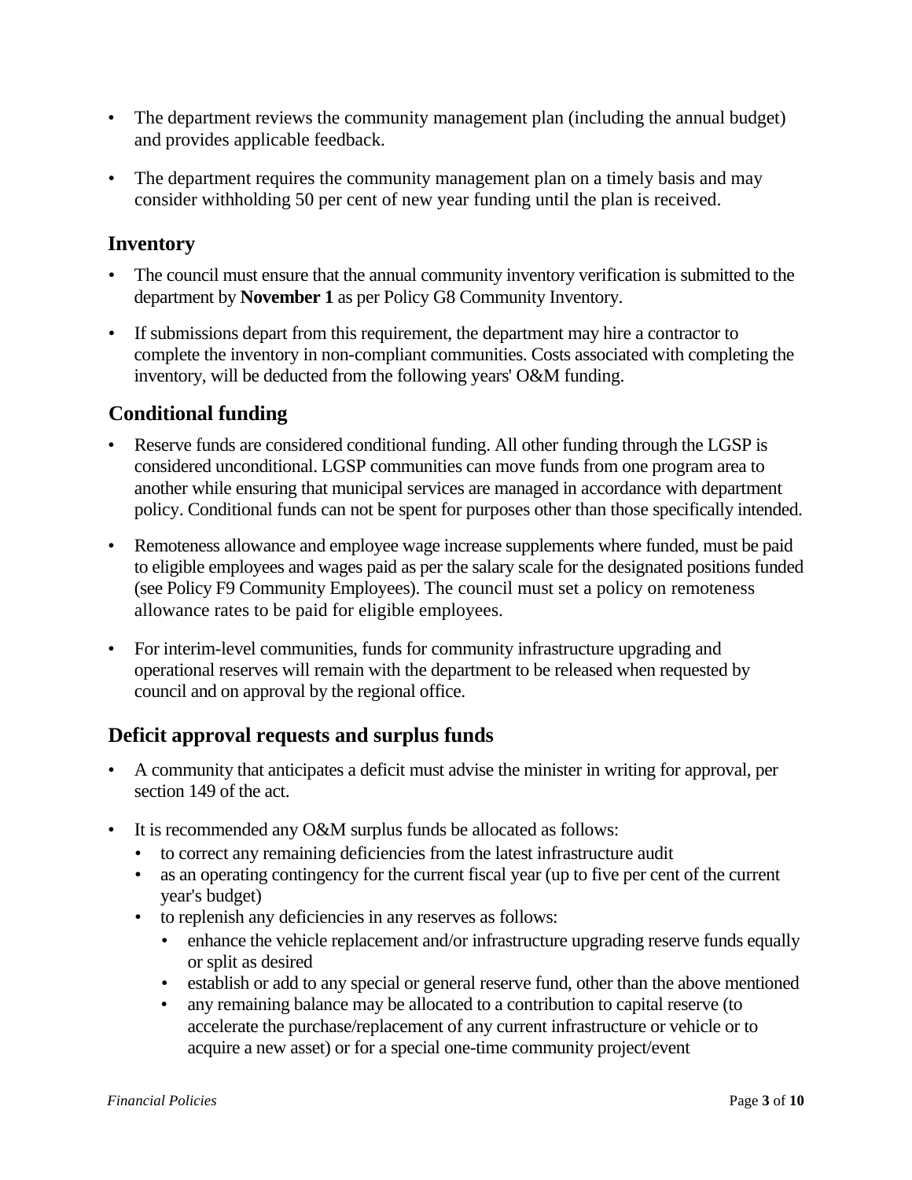- The department reviews the community management plan (including the annual budget) and provides applicable feedback.

- The department requires the community management plan on a timely basis and may consider withholding 50 per cent of new year funding until the plan is received.

## Inventory

- The council must ensure that the annual community inventory verification is submitted to the department by **November 1** as per Policy G8 Community Inventory.

- If submissions depart from this requirement, the department may hire a contractor to complete the inventory in non-compliant communities. Costs associated with completing the inventory, will be deducted from the following years' O&M funding.

## Conditional funding

- Reserve funds are considered conditional funding. All other funding through the LGSP is considered unconditional. LGSP communities can move funds from one program area to another while ensuring that municipal services are managed in accordance with department policy. Conditional funds can not be spent for purposes other than those specifically intended.

- Remoteness allowance and employee wage increase supplements where funded, must be paid to eligible employees and wages paid as per the salary scale for the designated positions funded (see Policy F9 Community Employees). The council must set a policy on remoteness allowance rates to be paid for eligible employees.

- For interim-level communities, funds for community infrastructure upgrading and operational reserves will remain with the department to be released when requested by council and on approval by the regional office.

## Deficit approval requests and surplus funds

- A community that anticipates a deficit must advise the minister in writing for approval, per section 149 of the act.

- It is recommended any O&M surplus funds be allocated as follows:
  - to correct any remaining deficiencies from the latest infrastructure audit
  - as an operating contingency for the current fiscal year (up to five per cent of the current year's budget)
  - to replenish any deficiencies in any reserves as follows:
    - enhance the vehicle replacement and/or infrastructure upgrading reserve funds equally or split as desired
    - establish or add to any special or general reserve fund, other than the above mentioned
    - any remaining balance may be allocated to a contribution to capital reserve (to accelerate the purchase/replacement of any current infrastructure or vehicle or to acquire a new asset) or for a special one-time community project/event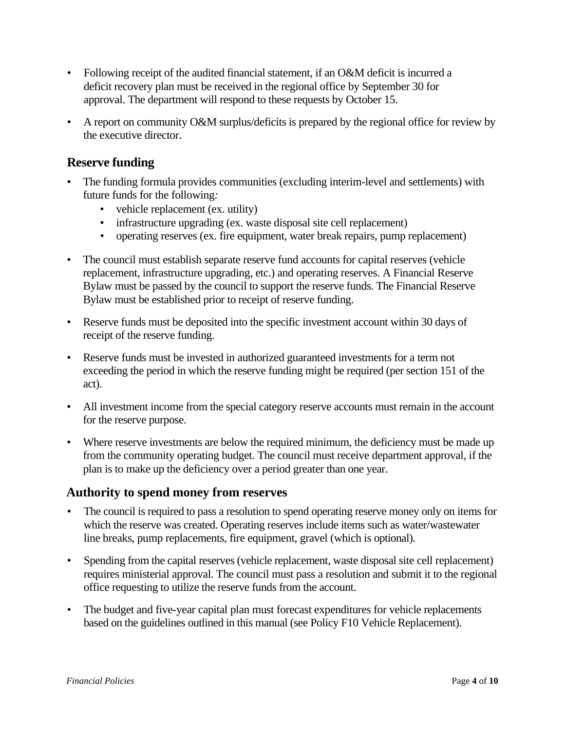- Following receipt of the audited financial statement, if an O&M deficit is incurred a deficit recovery plan must be received in the regional office by September 30 for approval. The department will respond to these requests by October 15.
- A report on community O&M surplus/deficits is prepared by the regional office for review by the executive director.

## Reserve funding

- The funding formula provides communities (excluding interim-level and settlements) with future funds for the following*:*
  - vehicle replacement (ex. utility)
  - infrastructure upgrading (ex. waste disposal site cell replacement)
  - operating reserves (ex. fire equipment, water break repairs, pump replacement)
- The council must establish separate reserve fund accounts for capital reserves (vehicle replacement, infrastructure upgrading, etc.) and operating reserves. A Financial Reserve Bylaw must be passed by the council to support the reserve funds. The Financial Reserve Bylaw must be established prior to receipt of reserve funding.
- Reserve funds must be deposited into the specific investment account within 30 days of receipt of the reserve funding.
- Reserve funds must be invested in authorized guaranteed investments for a term not exceeding the period in which the reserve funding might be required (per section 151 of the act).
- All investment income from the special category reserve accounts must remain in the account for the reserve purpose.
- Where reserve investments are below the required minimum, the deficiency must be made up from the community operating budget. The council must receive department approval, if the plan is to make up the deficiency over a period greater than one year.

## Authority to spend money from reserves

- The council is required to pass a resolution to spend operating reserve money only on items for which the reserve was created. Operating reserves include items such as water/wastewater line breaks, pump replacements, fire equipment, gravel (which is optional).
- Spending from the capital reserves (vehicle replacement, waste disposal site cell replacement) requires ministerial approval. The council must pass a resolution and submit it to the regional office requesting to utilize the reserve funds from the account.
- The budget and five-year capital plan must forecast expenditures for vehicle replacements based on the guidelines outlined in this manual (see Policy F10 Vehicle Replacement).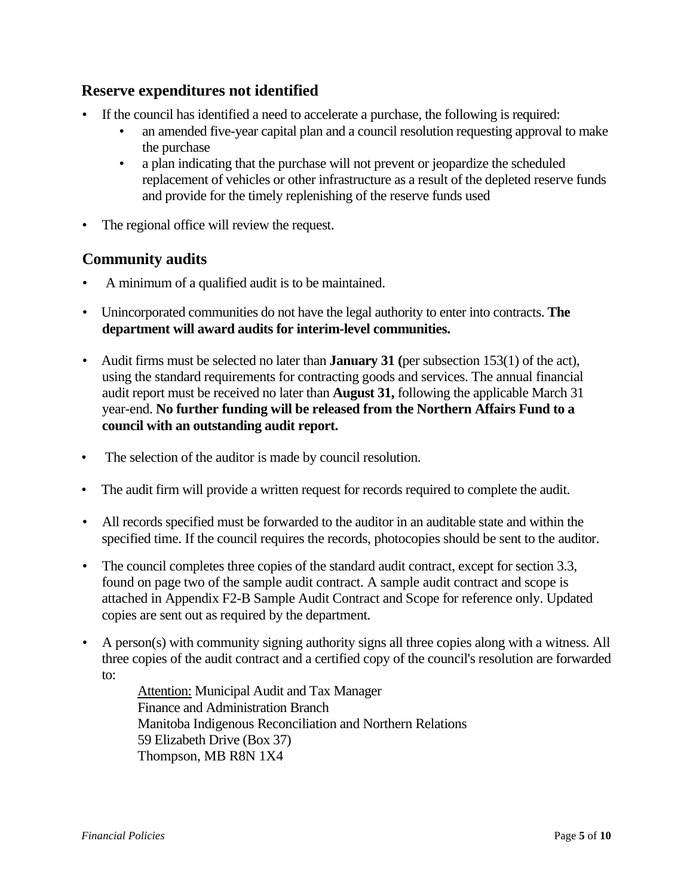## Reserve expenditures not identified

- If the council has identified a need to accelerate a purchase, the following is required:
  - an amended five-year capital plan and a council resolution requesting approval to make the purchase
  - a plan indicating that the purchase will not prevent or jeopardize the scheduled replacement of vehicles or other infrastructure as a result of the depleted reserve funds and provide for the timely replenishing of the reserve funds used
- The regional office will review the request.

## Community audits

- A minimum of a qualified audit is to be maintained.
- Unincorporated communities do not have the legal authority to enter into contracts. **The department will award audits for interim-level communities.**
- Audit firms must be selected no later than **January 31 (**per subsection 153(1) of the act), using the standard requirements for contracting goods and services. The annual financial audit report must be received no later than **August 31,** following the applicable March 31 year-end. **No further funding will be released from the Northern Affairs Fund to a council with an outstanding audit report.**
- The selection of the auditor is made by council resolution.
- The audit firm will provide a written request for records required to complete the audit.
- All records specified must be forwarded to the auditor in an auditable state and within the specified time. If the council requires the records, photocopies should be sent to the auditor.
- The council completes three copies of the standard audit contract, except for section 3.3, found on page two of the sample audit contract. A sample audit contract and scope is attached in Appendix F2-B Sample Audit Contract and Scope for reference only. Updated copies are sent out as required by the department.
- A person(s) with community signing authority signs all three copies along with a witness. All three copies of the audit contract and a certified copy of the council's resolution are forwarded to:

  <u>Attention:</u> Municipal Audit and Tax Manager
  Finance and Administration Branch
  Manitoba Indigenous Reconciliation and Northern Relations
  59 Elizabeth Drive (Box 37)
  Thompson, MB R8N 1X4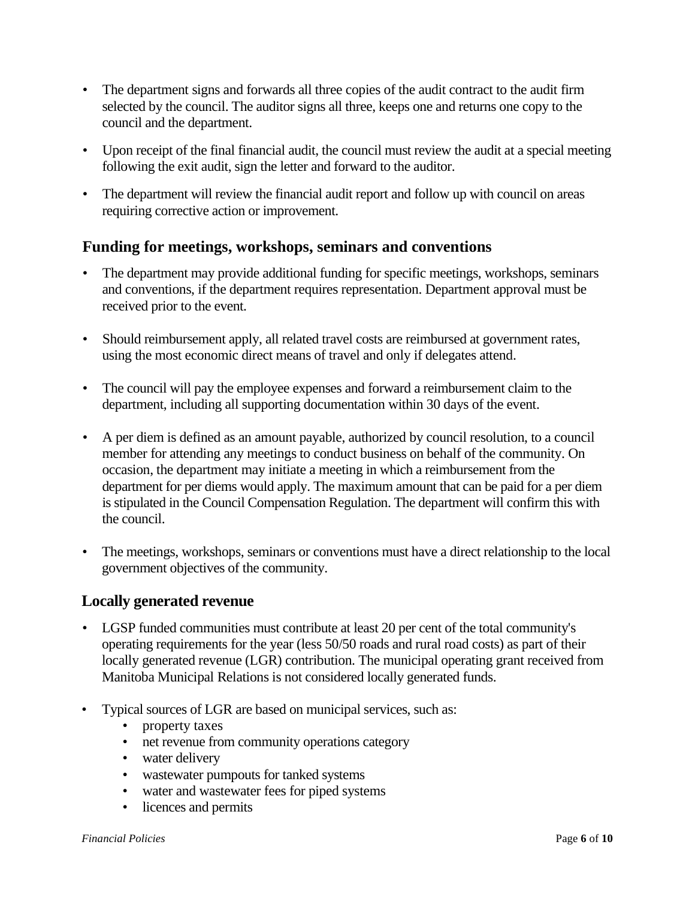- The department signs and forwards all three copies of the audit contract to the audit firm selected by the council. The auditor signs all three, keeps one and returns one copy to the council and the department.
- Upon receipt of the final financial audit, the council must review the audit at a special meeting following the exit audit, sign the letter and forward to the auditor.
- The department will review the financial audit report and follow up with council on areas requiring corrective action or improvement.

## Funding for meetings, workshops, seminars and conventions

- The department may provide additional funding for specific meetings, workshops, seminars and conventions, if the department requires representation. Department approval must be received prior to the event.
- Should reimbursement apply, all related travel costs are reimbursed at government rates, using the most economic direct means of travel and only if delegates attend.
- The council will pay the employee expenses and forward a reimbursement claim to the department, including all supporting documentation within 30 days of the event.
- A per diem is defined as an amount payable, authorized by council resolution, to a council member for attending any meetings to conduct business on behalf of the community. On occasion, the department may initiate a meeting in which a reimbursement from the department for per diems would apply. The maximum amount that can be paid for a per diem is stipulated in the Council Compensation Regulation. The department will confirm this with the council.
- The meetings, workshops, seminars or conventions must have a direct relationship to the local government objectives of the community.

## Locally generated revenue

- LGSP funded communities must contribute at least 20 per cent of the total community's operating requirements for the year (less 50/50 roads and rural road costs) as part of their locally generated revenue (LGR) contribution. The municipal operating grant received from Manitoba Municipal Relations is not considered locally generated funds.
- Typical sources of LGR are based on municipal services, such as:
  - property taxes
  - net revenue from community operations category
  - water delivery
  - wastewater pumpouts for tanked systems
  - water and wastewater fees for piped systems
  - licences and permits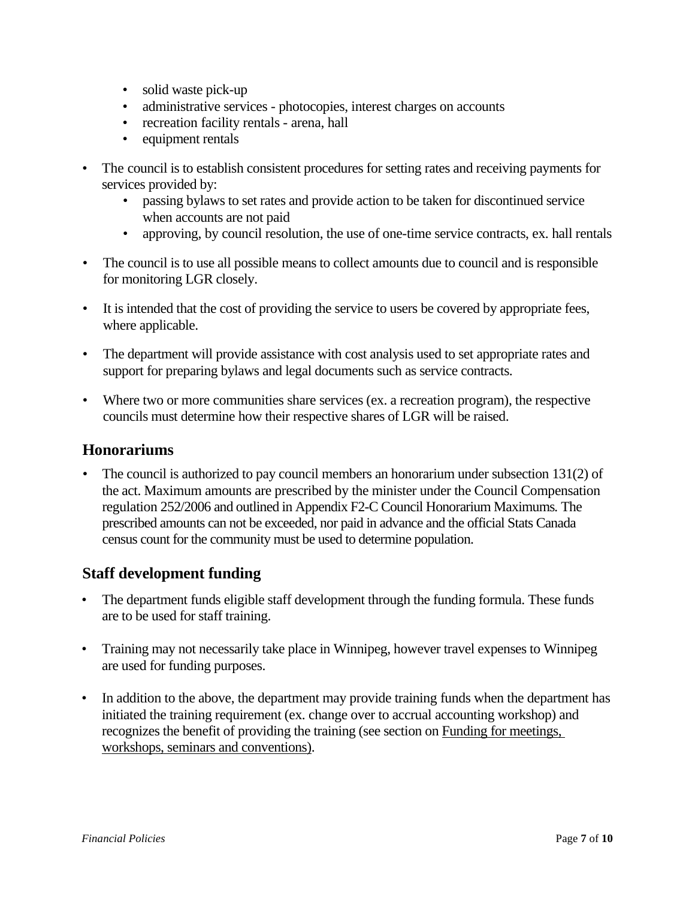- solid waste pick-up
  - administrative services - photocopies, interest charges on accounts
  - recreation facility rentals - arena, hall
  - equipment rentals

- The council is to establish consistent procedures for setting rates and receiving payments for services provided by:
  - passing bylaws to set rates and provide action to be taken for discontinued service when accounts are not paid
  - approving, by council resolution, the use of one-time service contracts, ex. hall rentals

- The council is to use all possible means to collect amounts due to council and is responsible for monitoring LGR closely.

- It is intended that the cost of providing the service to users be covered by appropriate fees, where applicable.

- The department will provide assistance with cost analysis used to set appropriate rates and support for preparing bylaws and legal documents such as service contracts.

- Where two or more communities share services (ex. a recreation program), the respective councils must determine how their respective shares of LGR will be raised.

## Honorariums

- The council is authorized to pay council members an honorarium under subsection 131(2) of the act. Maximum amounts are prescribed by the minister under the Council Compensation regulation 252/2006 and outlined in Appendix F2-C Council Honorarium Maximums. The prescribed amounts can not be exceeded, nor paid in advance and the official Stats Canada census count for the community must be used to determine population.

## Staff development funding

- The department funds eligible staff development through the funding formula. These funds are to be used for staff training.

- Training may not necessarily take place in Winnipeg, however travel expenses to Winnipeg are used for funding purposes.

- In addition to the above, the department may provide training funds when the department has initiated the training requirement (ex. change over to accrual accounting workshop) and recognizes the benefit of providing the training (see section on Funding for meetings, workshops, seminars and conventions).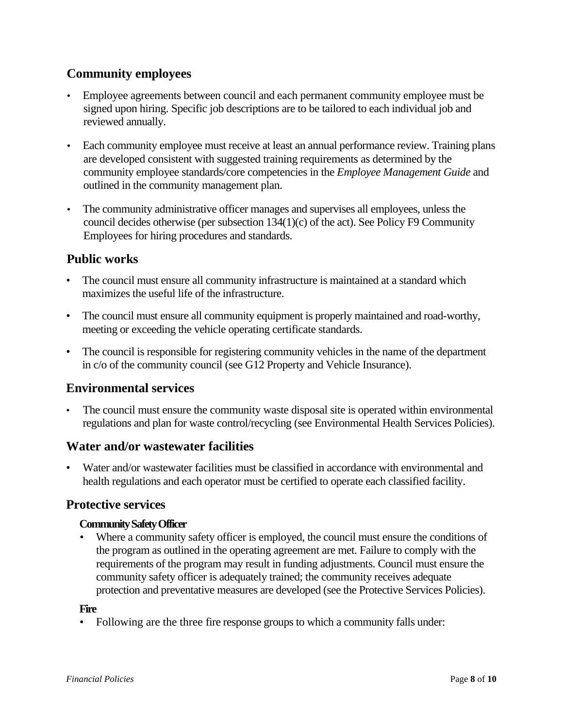## Community employees

- Employee agreements between council and each permanent community employee must be signed upon hiring. Specific job descriptions are to be tailored to each individual job and reviewed annually.
- Each community employee must receive at least an annual performance review. Training plans are developed consistent with suggested training requirements as determined by the community employee standards/core competencies in the *Employee Management Guide* and outlined in the community management plan.
- The community administrative officer manages and supervises all employees, unless the council decides otherwise (per subsection 134(1)(c) of the act). See Policy F9 Community Employees for hiring procedures and standards.

## Public works

- The council must ensure all community infrastructure is maintained at a standard which maximizes the useful life of the infrastructure.
- The council must ensure all community equipment is properly maintained and road-worthy, meeting or exceeding the vehicle operating certificate standards.
- The council is responsible for registering community vehicles in the name of the department in c/o of the community council (see G12 Property and Vehicle Insurance).

## Environmental services

- The council must ensure the community waste disposal site is operated within environmental regulations and plan for waste control/recycling (see Environmental Health Services Policies).

## Water and/or wastewater facilities

- Water and/or wastewater facilities must be classified in accordance with environmental and health regulations and each operator must be certified to operate each classified facility.

## Protective services

### Community Safety Officer

- Where a community safety officer is employed, the council must ensure the conditions of the program as outlined in the operating agreement are met. Failure to comply with the requirements of the program may result in funding adjustments. Council must ensure the community safety officer is adequately trained; the community receives adequate protection and preventative measures are developed (see the Protective Services Policies).

### Fire

- Following are the three fire response groups to which a community falls under: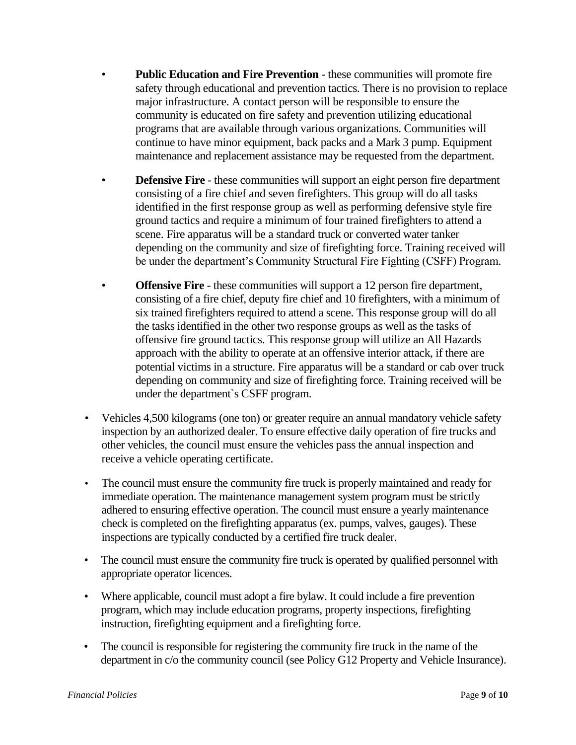- **Public Education and Fire Prevention** - these communities will promote fire safety through educational and prevention tactics. There is no provision to replace major infrastructure. A contact person will be responsible to ensure the community is educated on fire safety and prevention utilizing educational programs that are available through various organizations. Communities will continue to have minor equipment, back packs and a Mark 3 pump. Equipment maintenance and replacement assistance may be requested from the department.
- **Defensive Fire** - these communities will support an eight person fire department consisting of a fire chief and seven firefighters. This group will do all tasks identified in the first response group as well as performing defensive style fire ground tactics and require a minimum of four trained firefighters to attend a scene. Fire apparatus will be a standard truck or converted water tanker depending on the community and size of firefighting force. Training received will be under the department's Community Structural Fire Fighting (CSFF) Program.
- **Offensive Fire** - these communities will support a 12 person fire department, consisting of a fire chief, deputy fire chief and 10 firefighters, with a minimum of six trained firefighters required to attend a scene. This response group will do all the tasks identified in the other two response groups as well as the tasks of offensive fire ground tactics. This response group will utilize an All Hazards approach with the ability to operate at an offensive interior attack, if there are potential victims in a structure. Fire apparatus will be a standard or cab over truck depending on community and size of firefighting force. Training received will be under the department`s CSFF program.

- Vehicles 4,500 kilograms (one ton) or greater require an annual mandatory vehicle safety inspection by an authorized dealer. To ensure effective daily operation of fire trucks and other vehicles, the council must ensure the vehicles pass the annual inspection and receive a vehicle operating certificate.
- The council must ensure the community fire truck is properly maintained and ready for immediate operation. The maintenance management system program must be strictly adhered to ensuring effective operation. The council must ensure a yearly maintenance check is completed on the firefighting apparatus (ex. pumps, valves, gauges). These inspections are typically conducted by a certified fire truck dealer.
- The council must ensure the community fire truck is operated by qualified personnel with appropriate operator licences.
- Where applicable, council must adopt a fire bylaw. It could include a fire prevention program, which may include education programs, property inspections, firefighting instruction, firefighting equipment and a firefighting force.
- The council is responsible for registering the community fire truck in the name of the department in c/o the community council (see Policy G12 Property and Vehicle Insurance).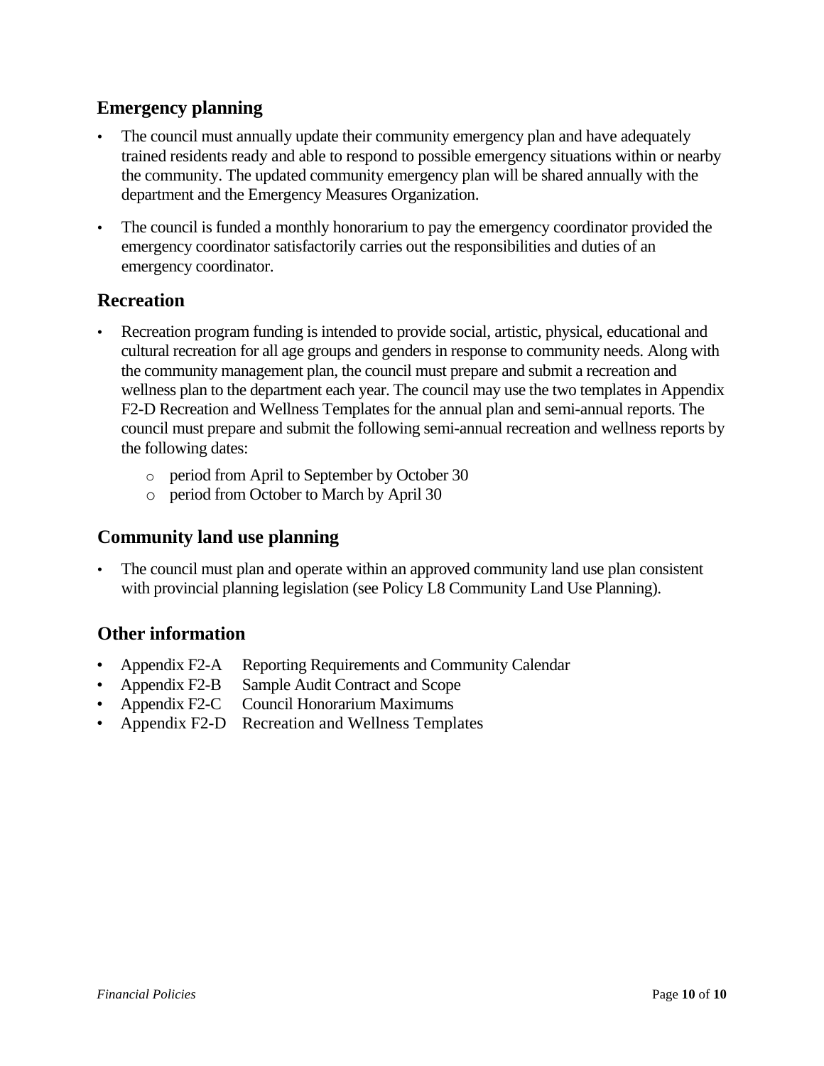## Emergency planning

- The council must annually update their community emergency plan and have adequately trained residents ready and able to respond to possible emergency situations within or nearby the community. The updated community emergency plan will be shared annually with the department and the Emergency Measures Organization.
- The council is funded a monthly honorarium to pay the emergency coordinator provided the emergency coordinator satisfactorily carries out the responsibilities and duties of an emergency coordinator.

## Recreation

- Recreation program funding is intended to provide social, artistic, physical, educational and cultural recreation for all age groups and genders in response to community needs. Along with the community management plan, the council must prepare and submit a recreation and wellness plan to the department each year. The council may use the two templates in Appendix F2-D Recreation and Wellness Templates for the annual plan and semi-annual reports. The council must prepare and submit the following semi-annual recreation and wellness reports by the following dates:
  - period from April to September by October 30
  - period from October to March by April 30

## Community land use planning

- The council must plan and operate within an approved community land use plan consistent with provincial planning legislation (see Policy L8 Community Land Use Planning).

## Other information

- Appendix F2-A Reporting Requirements and Community Calendar
- Appendix F2-B Sample Audit Contract and Scope
- Appendix F2-C Council Honorarium Maximums
- Appendix F2-D Recreation and Wellness Templates